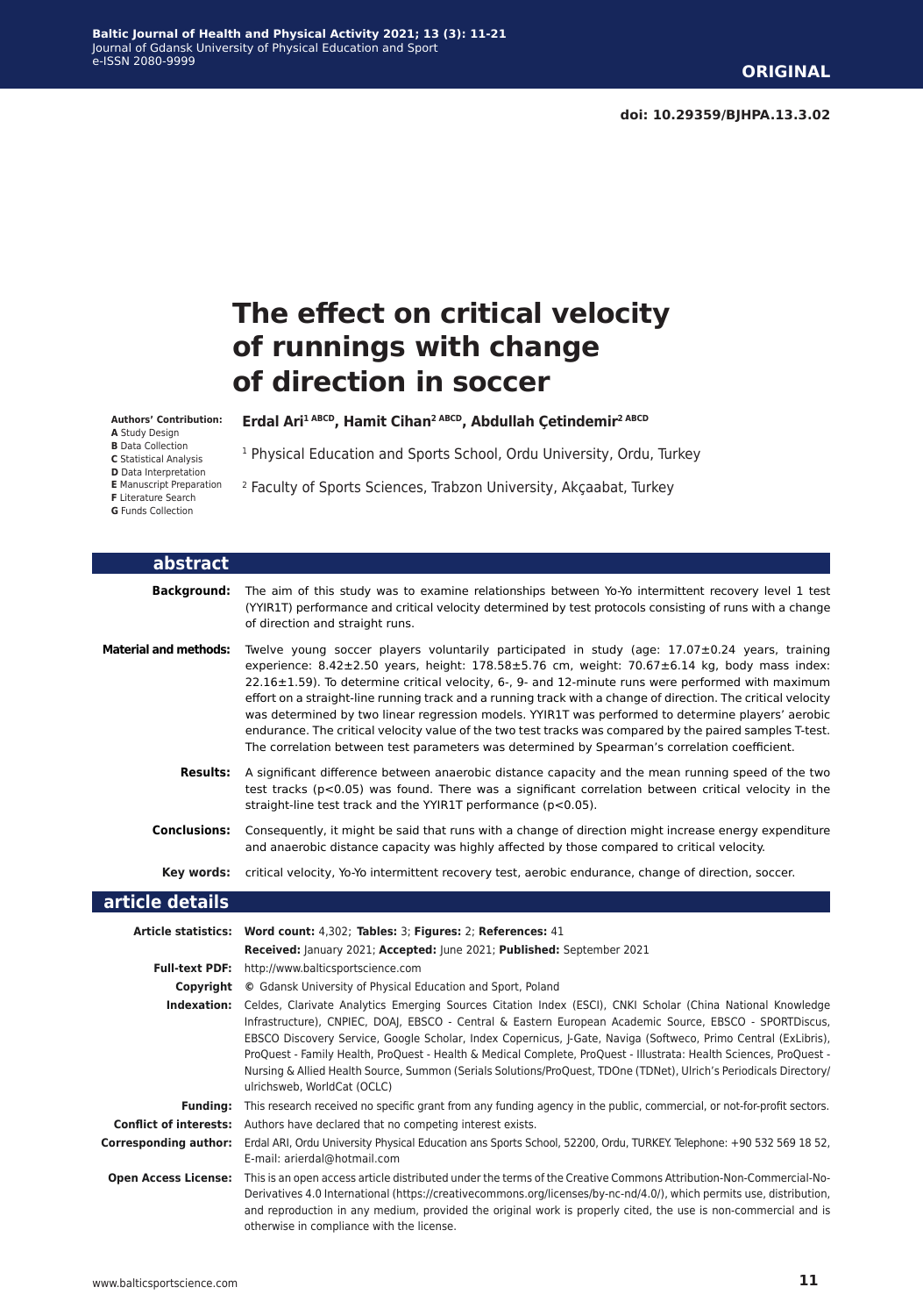doi: 10.29359/BJHPA.13.3.02

ORIGINAL

# The effect on critical velocity of runnings with change of direction in soccer

**Authors' Contribution:**
**A** Study Design
**B** Data Collection
**C** Statistical Analysis
**D** Data Interpretation
**E** Manuscript Preparation
**F** Literature Search
**G** Funds Collection

**Erdal Ari[1 ABCD], Hamit Cihan[2 ABCD], Abdullah Çetindemir[2 ABCD]**

[1] Physical Education and Sports School, Ordu University, Ordu, Turkey

[2] Faculty of Sports Sciences, Trabzon University, Akçaabat, Turkey

## abstract

**Background:** The aim of this study was to examine relationships between Yo-Yo intermittent recovery level 1 test (YYIR1T) performance and critical velocity determined by test protocols consisting of runs with a change of direction and straight runs.

**Material and methods:** Twelve young soccer players voluntarily participated in study (age: 17.07±0.24 years, training experience: 8.42±2.50 years, height: 178.58±5.76 cm, weight: 70.67±6.14 kg, body mass index: 22.16±1.59). To determine critical velocity, 6-, 9- and 12-minute runs were performed with maximum effort on a straight-line running track and a running track with a change of direction. The critical velocity was determined by two linear regression models. YYIR1T was performed to determine players' aerobic endurance. The critical velocity value of the two test tracks was compared by the paired samples T-test. The correlation between test parameters was determined by Spearman's correlation coefficient.

**Results:** A significant difference between anaerobic distance capacity and the mean running speed of the two test tracks ($p<0.05$) was found. There was a significant correlation between critical velocity in the straight-line test track and the YYIR1T performance ($p<0.05$).

**Conclusions:** Consequently, it might be said that runs with a change of direction might increase energy expenditure and anaerobic distance capacity was highly affected by those compared to critical velocity.

**Key words:** critical velocity, Yo-Yo intermittent recovery test, aerobic endurance, change of direction, soccer.

## article details

**Article statistics:** **Word count:** 4,302; **Tables:** 3; **Figures:** 2; **References:** 41
**Received:** January 2021; **Accepted:** June 2021; **Published:** September 2021

**Full-text PDF:** http://www.balticsportscience.com

**Copyright** © Gdansk University of Physical Education and Sport, Poland

**Indexation:** Celdes, Clarivate Analytics Emerging Sources Citation Index (ESCI), CNKI Scholar (China National Knowledge Infrastructure), CNPIEC, DOAJ, EBSCO - Central & Eastern European Academic Source, EBSCO - SPORTDiscus, EBSCO Discovery Service, Google Scholar, Index Copernicus, J-Gate, Naviga (Softweco, Primo Central (ExLibris), ProQuest - Family Health, ProQuest - Health & Medical Complete, ProQuest - Illustrata: Health Sciences, ProQuest - Nursing & Allied Health Source, Summon (Serials Solutions/ProQuest, TDOne (TDNet), Ulrich's Periodicals Directory/ ulrichsweb, WorldCat (OCLC)

**Funding:** This research received no specific grant from any funding agency in the public, commercial, or not-for-profit sectors.

**Conflict of interests:** Authors have declared that no competing interest exists.

**Corresponding author:** Erdal ARI, Ordu University Physical Education ans Sports School, 52200, Ordu, TURKEY. Telephone: +90 532 569 18 52, E-mail: arierdal@hotmail.com

**Open Access License:** This is an open access article distributed under the terms of the Creative Commons Attribution-Non-Commercial-No-Derivatives 4.0 International (https://creativecommons.org/licenses/by-nc-nd/4.0/), which permits use, distribution, and reproduction in any medium, provided the original work is properly cited, the use is non-commercial and is otherwise in compliance with the license.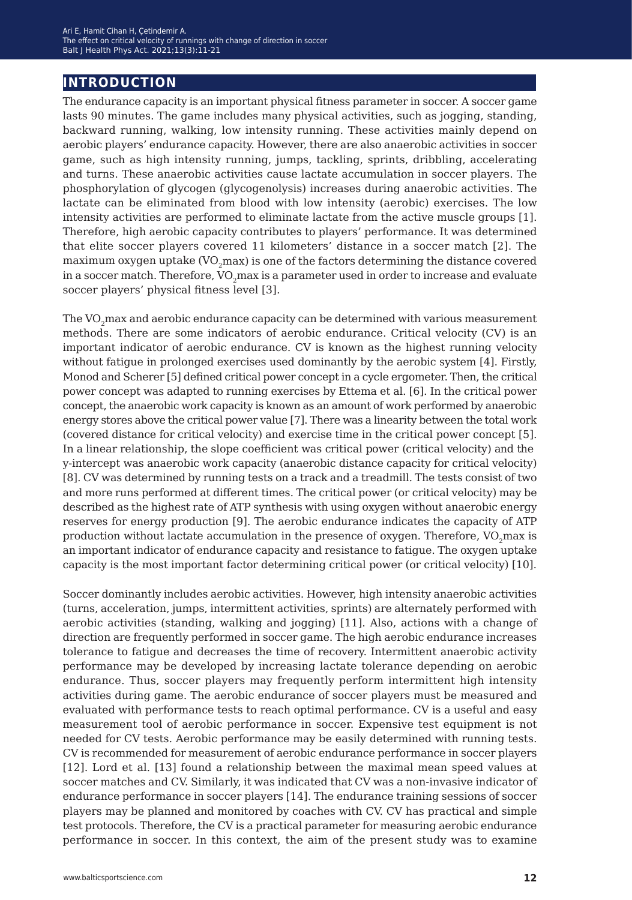## INTRODUCTION

The endurance capacity is an important physical fitness parameter in soccer. A soccer game lasts 90 minutes. The game includes many physical activities, such as jogging, standing, backward running, walking, low intensity running. These activities mainly depend on aerobic players' endurance capacity. However, there are also anaerobic activities in soccer game, such as high intensity running, jumps, tackling, sprints, dribbling, accelerating and turns. These anaerobic activities cause lactate accumulation in soccer players. The phosphorylation of glycogen (glycogenolysis) increases during anaerobic activities. The lactate can be eliminated from blood with low intensity (aerobic) exercises. The low intensity activities are performed to eliminate lactate from the active muscle groups [1]. Therefore, high aerobic capacity contributes to players' performance. It was determined that elite soccer players covered 11 kilometers' distance in a soccer match [2]. The maximum oxygen uptake ($VO_2$max) is one of the factors determining the distance covered in a soccer match. Therefore, $VO_2$max is a parameter used in order to increase and evaluate soccer players' physical fitness level [3].

The $VO_2$max and aerobic endurance capacity can be determined with various measurement methods. There are some indicators of aerobic endurance. Critical velocity (CV) is an important indicator of aerobic endurance. CV is known as the highest running velocity without fatigue in prolonged exercises used dominantly by the aerobic system [4]. Firstly, Monod and Scherer [5] defined critical power concept in a cycle ergometer. Then, the critical power concept was adapted to running exercises by Ettema et al. [6]. In the critical power concept, the anaerobic work capacity is known as an amount of work performed by anaerobic energy stores above the critical power value [7]. There was a linearity between the total work (covered distance for critical velocity) and exercise time in the critical power concept [5]. In a linear relationship, the slope coefficient was critical power (critical velocity) and the y-intercept was anaerobic work capacity (anaerobic distance capacity for critical velocity) [8]. CV was determined by running tests on a track and a treadmill. The tests consist of two and more runs performed at different times. The critical power (or critical velocity) may be described as the highest rate of ATP synthesis with using oxygen without anaerobic energy reserves for energy production [9]. The aerobic endurance indicates the capacity of ATP production without lactate accumulation in the presence of oxygen. Therefore, $VO_2$max is an important indicator of endurance capacity and resistance to fatigue. The oxygen uptake capacity is the most important factor determining critical power (or critical velocity) [10].

Soccer dominantly includes aerobic activities. However, high intensity anaerobic activities (turns, acceleration, jumps, intermittent activities, sprints) are alternately performed with aerobic activities (standing, walking and jogging) [11]. Also, actions with a change of direction are frequently performed in soccer game. The high aerobic endurance increases tolerance to fatigue and decreases the time of recovery. Intermittent anaerobic activity performance may be developed by increasing lactate tolerance depending on aerobic endurance. Thus, soccer players may frequently perform intermittent high intensity activities during game. The aerobic endurance of soccer players must be measured and evaluated with performance tests to reach optimal performance. CV is a useful and easy measurement tool of aerobic performance in soccer. Expensive test equipment is not needed for CV tests. Aerobic performance may be easily determined with running tests. CV is recommended for measurement of aerobic endurance performance in soccer players [12]. Lord et al. [13] found a relationship between the maximal mean speed values at soccer matches and CV. Similarly, it was indicated that CV was a non-invasive indicator of endurance performance in soccer players [14]. The endurance training sessions of soccer players may be planned and monitored by coaches with CV. CV has practical and simple test protocols. Therefore, the CV is a practical parameter for measuring aerobic endurance performance in soccer. In this context, the aim of the present study was to examine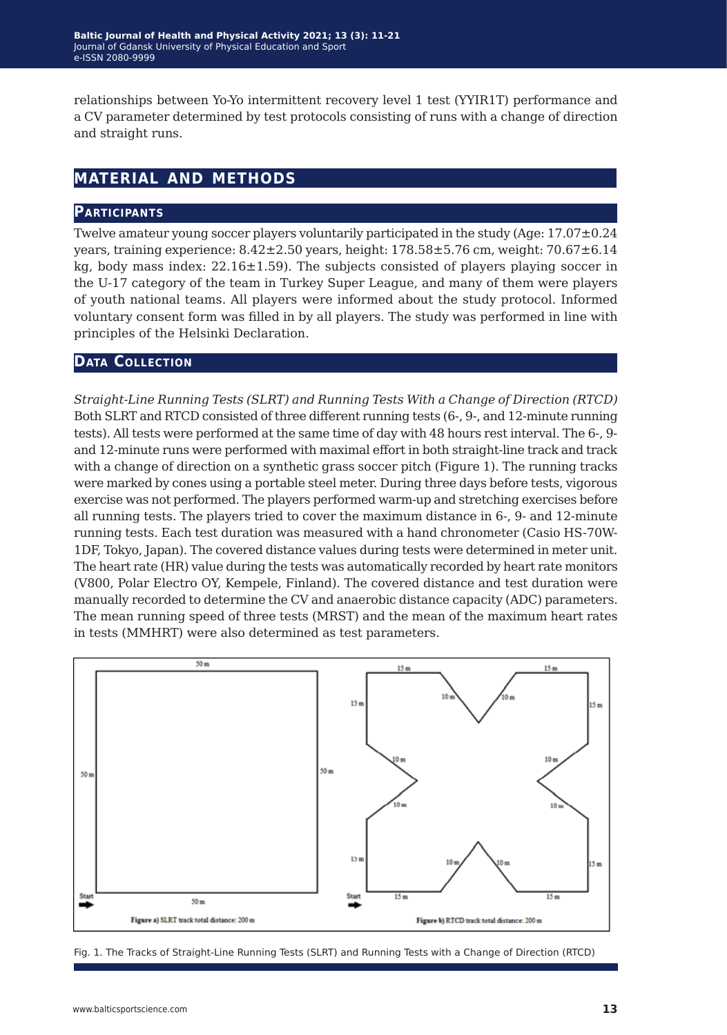relationships between Yo-Yo intermittent recovery level 1 test (YYIR1T) performance and a CV parameter determined by test protocols consisting of runs with a change of direction and straight runs.

## MATERIAL AND METHODS

### Participants

Twelve amateur young soccer players voluntarily participated in the study (Age: 17.07±0.24 years, training experience: 8.42±2.50 years, height: 178.58±5.76 cm, weight: 70.67±6.14 kg, body mass index: 22.16±1.59). The subjects consisted of players playing soccer in the U-17 category of the team in Turkey Super League, and many of them were players of youth national teams. All players were informed about the study protocol. Informed voluntary consent form was filled in by all players. The study was performed in line with principles of the Helsinki Declaration.

### Data Collection

*Straight-Line Running Tests (SLRT) and Running Tests With a Change of Direction (RTCD)*
Both SLRT and RTCD consisted of three different running tests (6-, 9-, and 12-minute running tests). All tests were performed at the same time of day with 48 hours rest interval. The 6-, 9- and 12-minute runs were performed with maximal effort in both straight-line track and track with a change of direction on a synthetic grass soccer pitch (Figure 1). The running tracks were marked by cones using a portable steel meter. During three days before tests, vigorous exercise was not performed. The players performed warm-up and stretching exercises before all running tests. The players tried to cover the maximum distance in 6-, 9- and 12-minute running tests. Each test duration was measured with a hand chronometer (Casio HS-70W-1DF, Tokyo, Japan). The covered distance values during tests were determined in meter unit. The heart rate (HR) value during the tests was automatically recorded by heart rate monitors (V800, Polar Electro OY, Kempele, Finland). The covered distance and test duration were manually recorded to determine the CV and anaerobic distance capacity (ADC) parameters. The mean running speed of three tests (MRST) and the mean of the maximum heart rates in tests (MMHRT) were also determined as test parameters.

Figure a) SLRT track total distance: 200 m

Figure b) RTCD track total distance: 200 m

Fig. 1. The Tracks of Straight-Line Running Tests (SLRT) and Running Tests with a Change of Direction (RTCD)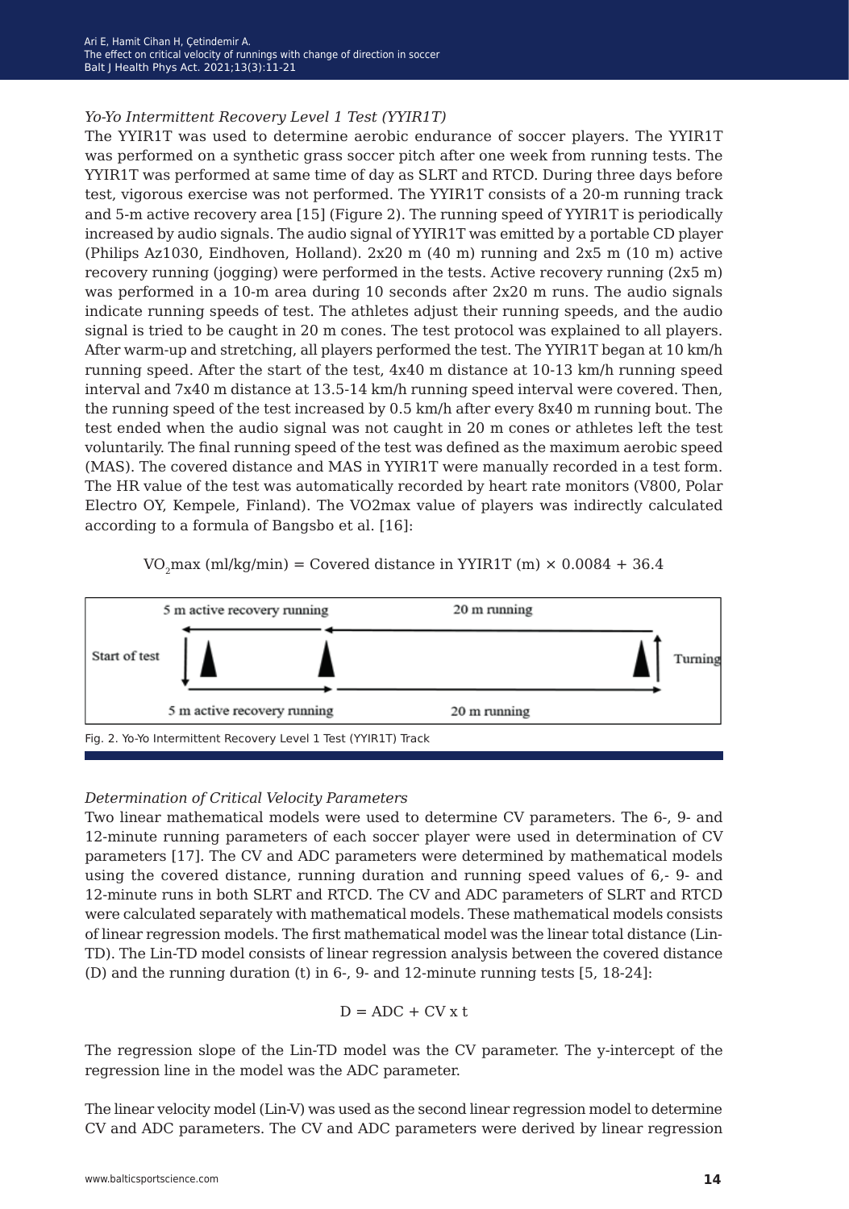*Yo-Yo Intermittent Recovery Level 1 Test (YYIR1T)*

The YYIR1T was used to determine aerobic endurance of soccer players. The YYIR1T was performed on a synthetic grass soccer pitch after one week from running tests. The YYIR1T was performed at same time of day as SLRT and RTCD. During three days before test, vigorous exercise was not performed. The YYIR1T consists of a 20-m running track and 5-m active recovery area [15] (Figure 2). The running speed of YYIR1T is periodically increased by audio signals. The audio signal of YYIR1T was emitted by a portable CD player (Philips Az1030, Eindhoven, Holland). 2x20 m (40 m) running and 2x5 m (10 m) active recovery running (jogging) were performed in the tests. Active recovery running (2x5 m) was performed in a 10-m area during 10 seconds after 2x20 m runs. The audio signals indicate running speeds of test. The athletes adjust their running speeds, and the audio signal is tried to be caught in 20 m cones. The test protocol was explained to all players. After warm-up and stretching, all players performed the test. The YYIR1T began at 10 km/h running speed. After the start of the test, 4x40 m distance at 10-13 km/h running speed interval and 7x40 m distance at 13.5-14 km/h running speed interval were covered. Then, the running speed of the test increased by 0.5 km/h after every 8x40 m running bout. The test ended when the audio signal was not caught in 20 m cones or athletes left the test voluntarily. The final running speed of the test was defined as the maximum aerobic speed (MAS). The covered distance and MAS in YYIR1T were manually recorded in a test form. The HR value of the test was automatically recorded by heart rate monitors (V800, Polar Electro OY, Kempele, Finland). The VO2max value of players was indirectly calculated according to a formula of Bangsbo et al. [16]:

$$VO_2max \text{ (ml/kg/min)} = \text{Covered distance in YYIR1T (m)} \times 0.0084 + 36.4$$

5 m active recovery running — 20 m running

Start of test — Turning

5 m active recovery running — 20 m running

Fig. 2. Yo-Yo Intermittent Recovery Level 1 Test (YYIR1T) Track

*Determination of Critical Velocity Parameters*

Two linear mathematical models were used to determine CV parameters. The 6-, 9- and 12-minute running parameters of each soccer player were used in determination of CV parameters [17]. The CV and ADC parameters were determined by mathematical models using the covered distance, running duration and running speed values of 6,- 9- and 12-minute runs in both SLRT and RTCD. The CV and ADC parameters of SLRT and RTCD were calculated separately with mathematical models. These mathematical models consists of linear regression models. The first mathematical model was the linear total distance (Lin-TD). The Lin-TD model consists of linear regression analysis between the covered distance (D) and the running duration (t) in 6-, 9- and 12-minute running tests [5, 18-24]:

$$D = ADC + CV \times t$$

The regression slope of the Lin-TD model was the CV parameter. The y-intercept of the regression line in the model was the ADC parameter.

The linear velocity model (Lin-V) was used as the second linear regression model to determine CV and ADC parameters. The CV and ADC parameters were derived by linear regression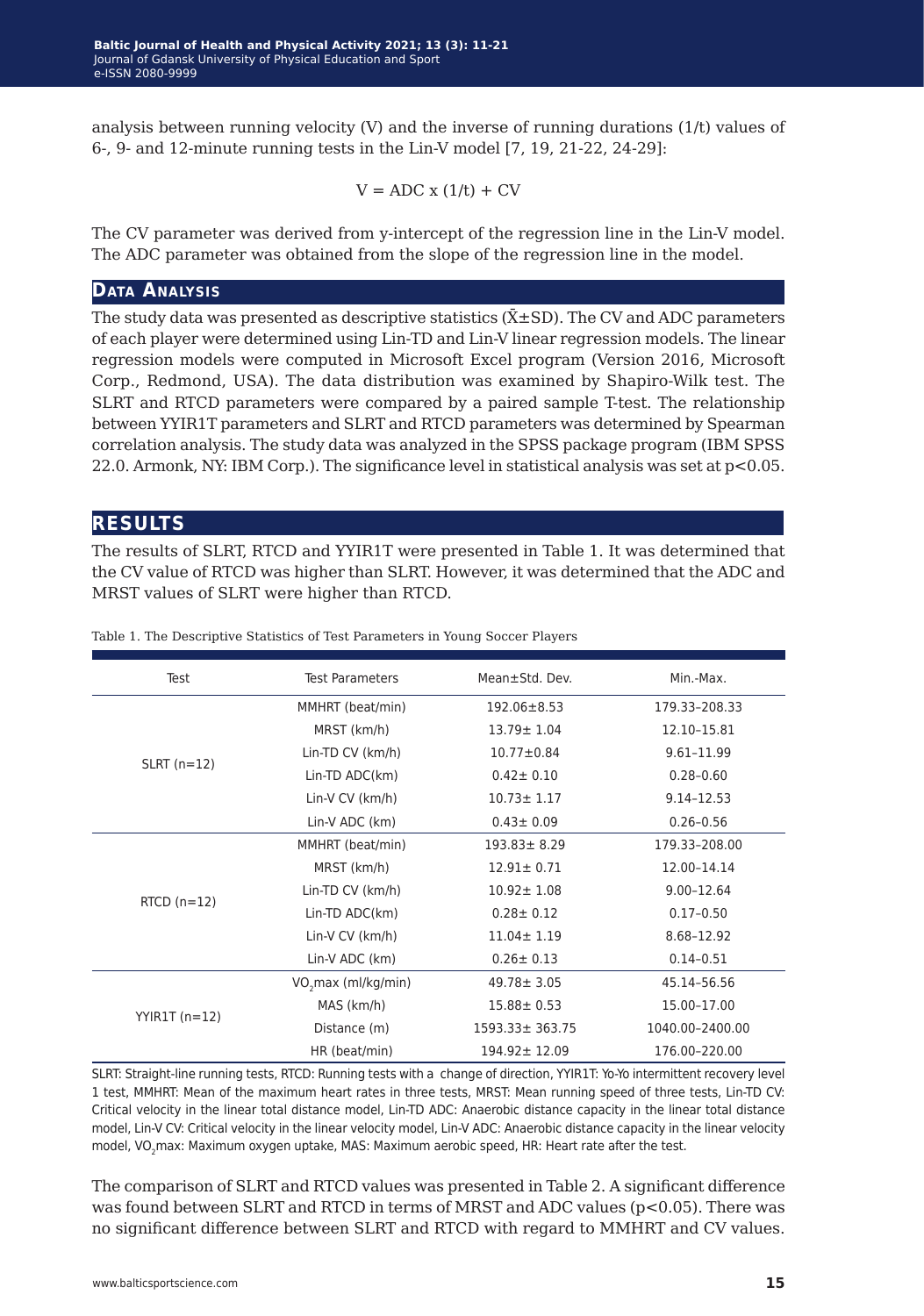analysis between running velocity (V) and the inverse of running durations (1/t) values of 6-, 9- and 12-minute running tests in the Lin-V model [7, 19, 21-22, 24-29]:

$$V = ADC \times (1/t) + CV$$

The CV parameter was derived from y-intercept of the regression line in the Lin-V model. The ADC parameter was obtained from the slope of the regression line in the model.

## Data Analysis

The study data was presented as descriptive statistics ($\bar{X} \pm SD$). The CV and ADC parameters of each player were determined using Lin-TD and Lin-V linear regression models. The linear regression models were computed in Microsoft Excel program (Version 2016, Microsoft Corp., Redmond, USA). The data distribution was examined by Shapiro-Wilk test. The SLRT and RTCD parameters were compared by a paired sample T-test. The relationship between YYIR1T parameters and SLRT and RTCD parameters was determined by Spearman correlation analysis. The study data was analyzed in the SPSS package program (IBM SPSS 22.0. Armonk, NY: IBM Corp.). The significance level in statistical analysis was set at $p<0.05$.

## Results

The results of SLRT, RTCD and YYIR1T were presented in Table 1. It was determined that the CV value of RTCD was higher than SLRT. However, it was determined that the ADC and MRST values of SLRT were higher than RTCD.

Table 1. The Descriptive Statistics of Test Parameters in Young Soccer Players

| Test | Test Parameters | Mean±Std. Dev. | Min.-Max. |
|---|---|---|---|
| SLRT (n=12) | MMHRT (beat/min) | 192.06±8.53 | 179.33–208.33 |
| | MRST (km/h) | 13.79± 1.04 | 12.10–15.81 |
| | Lin-TD CV (km/h) | 10.77±0.84 | 9.61–11.99 |
| | Lin-TD ADC(km) | 0.42± 0.10 | 0.28–0.60 |
| | Lin-V CV (km/h) | 10.73± 1.17 | 9.14–12.53 |
| | Lin-V ADC (km) | 0.43± 0.09 | 0.26–0.56 |
| RTCD (n=12) | MMHRT (beat/min) | 193.83± 8.29 | 179.33–208.00 |
| | MRST (km/h) | 12.91± 0.71 | 12.00–14.14 |
| | Lin-TD CV (km/h) | 10.92± 1.08 | 9.00–12.64 |
| | Lin-TD ADC(km) | 0.28± 0.12 | 0.17–0.50 |
| | Lin-V CV (km/h) | 11.04± 1.19 | 8.68–12.92 |
| | Lin-V ADC (km) | 0.26± 0.13 | 0.14–0.51 |
| YYIR1T (n=12) | $VO_2$max (ml/kg/min) | 49.78± 3.05 | 45.14–56.56 |
| | MAS (km/h) | 15.88± 0.53 | 15.00–17.00 |
| | Distance (m) | 1593.33± 363.75 | 1040.00–2400.00 |
| | HR (beat/min) | 194.92± 12.09 | 176.00–220.00 |

SLRT: Straight-line running tests, RTCD: Running tests with a change of direction, YYIR1T: Yo-Yo intermittent recovery level 1 test, MMHRT: Mean of the maximum heart rates in three tests, MRST: Mean running speed of three tests, Lin-TD CV: Critical velocity in the linear total distance model, Lin-TD ADC: Anaerobic distance capacity in the linear total distance model, Lin-V CV: Critical velocity in the linear velocity model, Lin-V ADC: Anaerobic distance capacity in the linear velocity model, $VO_2$max: Maximum oxygen uptake, MAS: Maximum aerobic speed, HR: Heart rate after the test.

The comparison of SLRT and RTCD values was presented in Table 2. A significant difference was found between SLRT and RTCD in terms of MRST and ADC values ($p<0.05$). There was no significant difference between SLRT and RTCD with regard to MMHRT and CV values.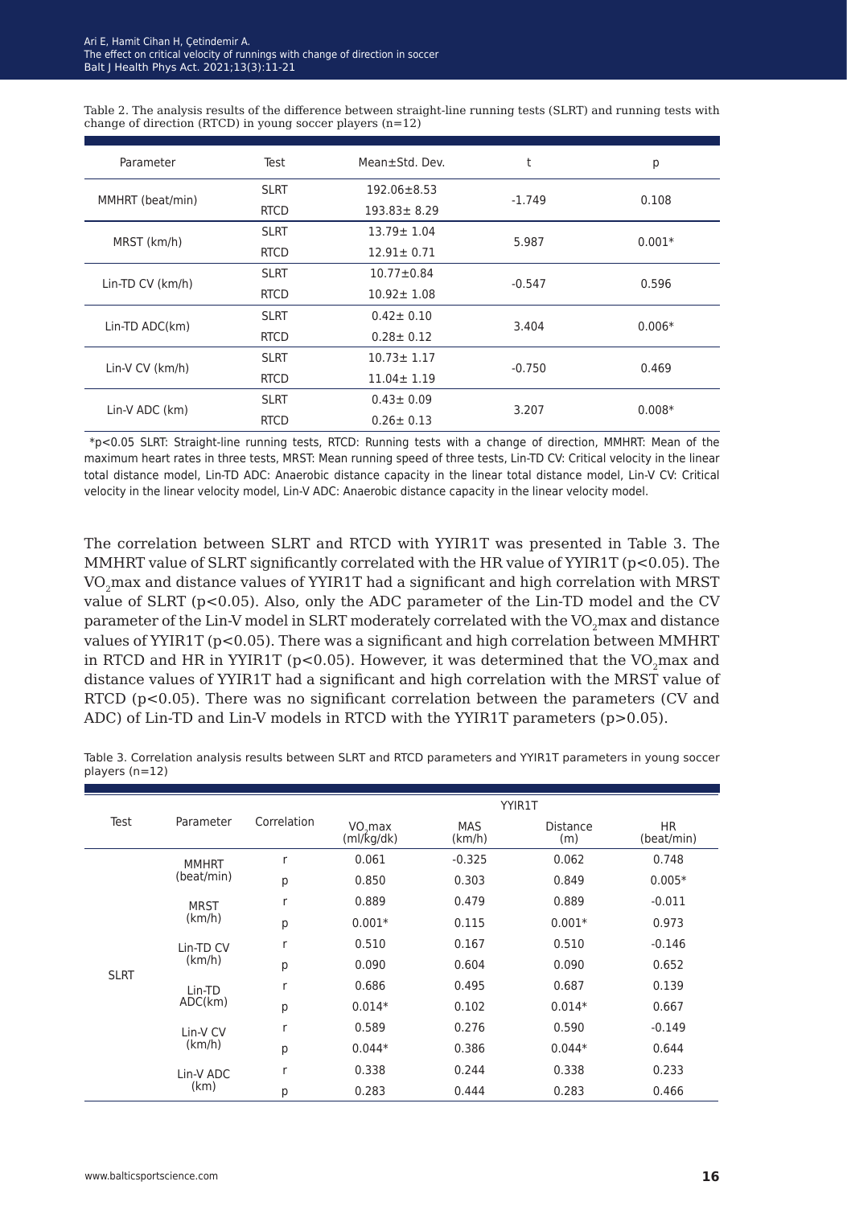Table 2. The analysis results of the difference between straight-line running tests (SLRT) and running tests with change of direction (RTCD) in young soccer players (n=12)

| Parameter | Test | Mean±Std. Dev. | t | p |
|---|---|---|---|---|
| MMHRT (beat/min) | SLRT | 192.06±8.53 | -1.749 | 0.108 |
| | RTCD | 193.83± 8.29 | | |
| MRST (km/h) | SLRT | 13.79± 1.04 | 5.987 | 0.001* |
| | RTCD | 12.91± 0.71 | | |
| Lin-TD CV (km/h) | SLRT | 10.77±0.84 | -0.547 | 0.596 |
| | RTCD | 10.92± 1.08 | | |
| Lin-TD ADC(km) | SLRT | 0.42± 0.10 | 3.404 | 0.006* |
| | RTCD | 0.28± 0.12 | | |
| Lin-V CV (km/h) | SLRT | 10.73± 1.17 | -0.750 | 0.469 |
| | RTCD | 11.04± 1.19 | | |
| Lin-V ADC (km) | SLRT | 0.43± 0.09 | 3.207 | 0.008* |
| | RTCD | 0.26± 0.13 | | |

*p<0.05 SLRT: Straight-line running tests, RTCD: Running tests with a change of direction, MMHRT: Mean of the maximum heart rates in three tests, MRST: Mean running speed of three tests, Lin-TD CV: Critical velocity in the linear total distance model, Lin-TD ADC: Anaerobic distance capacity in the linear total distance model, Lin-V CV: Critical velocity in the linear velocity model, Lin-V ADC: Anaerobic distance capacity in the linear velocity model.

The correlation between SLRT and RTCD with YYIR1T was presented in Table 3. The MMHRT value of SLRT significantly correlated with the HR value of YYIR1T ($p<0.05$). The $VO_2$max and distance values of YYIR1T had a significant and high correlation with MRST value of SLRT ($p<0.05$). Also, only the ADC parameter of the Lin-TD model and the CV parameter of the Lin-V model in SLRT moderately correlated with the $VO_2$max and distance values of YYIR1T ($p<0.05$). There was a significant and high correlation between MMHRT in RTCD and HR in YYIR1T ($p<0.05$). However, it was determined that the $VO_2$max and distance values of YYIR1T had a significant and high correlation with the MRST value of RTCD ($p<0.05$). There was no significant correlation between the parameters (CV and ADC) of Lin-TD and Lin-V models in RTCD with the YYIR1T parameters ($p>0.05$).

Table 3. Correlation analysis results between SLRT and RTCD parameters and YYIR1T parameters in young soccer players (n=12)

| Test | Parameter | Correlation | YYIR1T | | | |
|---|---|---|---|---|---|---|
| | | | $VO_2$max (ml/kg/dk) | MAS (km/h) | Distance (m) | HR (beat/min) |
| SLRT | MMHRT (beat/min) | r | 0.061 | -0.325 | 0.062 | 0.748 |
| | | p | 0.850 | 0.303 | 0.849 | 0.005* |
| | MRST (km/h) | r | 0.889 | 0.479 | 0.889 | -0.011 |
| | | p | 0.001* | 0.115 | 0.001* | 0.973 |
| | Lin-TD CV (km/h) | r | 0.510 | 0.167 | 0.510 | -0.146 |
| | | p | 0.090 | 0.604 | 0.090 | 0.652 |
| | Lin-TD ADC(km) | r | 0.686 | 0.495 | 0.687 | 0.139 |
| | | p | 0.014* | 0.102 | 0.014* | 0.667 |
| | Lin-V CV (km/h) | r | 0.589 | 0.276 | 0.590 | -0.149 |
| | | p | 0.044* | 0.386 | 0.044* | 0.644 |
| | Lin-V ADC (km) | r | 0.338 | 0.244 | 0.338 | 0.233 |
| | | p | 0.283 | 0.444 | 0.283 | 0.466 |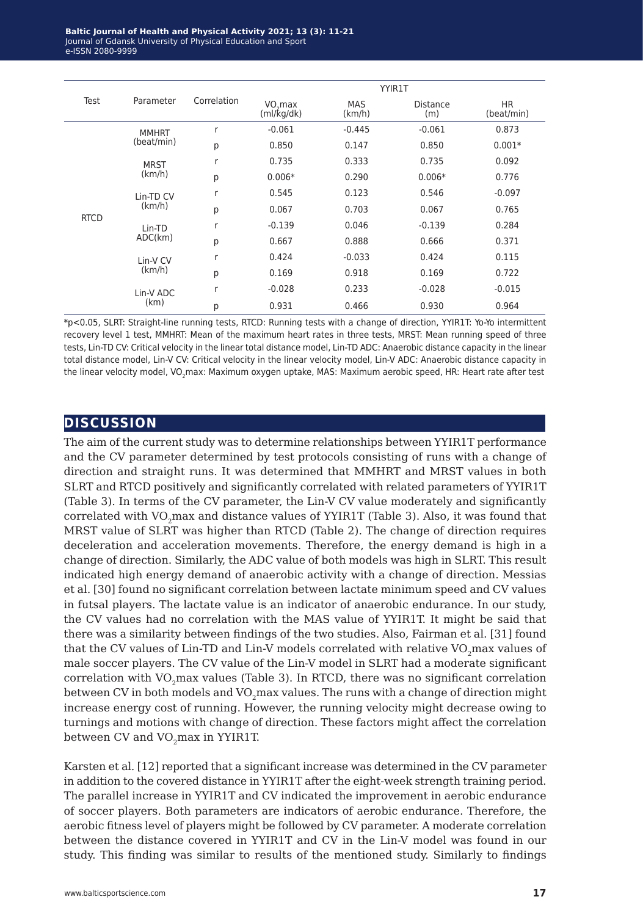| Test | Parameter | Correlation | YYIR1T | | | |
|---|---|---|---|---|---|---|
| | | | $VO_2max$ (ml/kg/dk) | MAS (km/h) | Distance (m) | HR (beat/min) |
| RTCD | MMHRT (beat/min) | r | -0.061 | -0.445 | -0.061 | 0.873 |
| | | p | 0.850 | 0.147 | 0.850 | 0.001* |
| | MRST (km/h) | r | 0.735 | 0.333 | 0.735 | 0.092 |
| | | p | 0.006* | 0.290 | 0.006* | 0.776 |
| | Lin-TD CV (km/h) | r | 0.545 | 0.123 | 0.546 | -0.097 |
| | | p | 0.067 | 0.703 | 0.067 | 0.765 |
| | Lin-TD ADC(km) | r | -0.139 | 0.046 | -0.139 | 0.284 |
| | | p | 0.667 | 0.888 | 0.666 | 0.371 |
| | Lin-V CV (km/h) | r | 0.424 | -0.033 | 0.424 | 0.115 |
| | | p | 0.169 | 0.918 | 0.169 | 0.722 |
| | Lin-V ADC (km) | r | -0.028 | 0.233 | -0.028 | -0.015 |
| | | p | 0.931 | 0.466 | 0.930 | 0.964 |

*$p<0.05$, SLRT: Straight-line running tests, RTCD: Running tests with a change of direction, YYIR1T: Yo-Yo intermittent recovery level 1 test, MMHRT: Mean of the maximum heart rates in three tests, MRST: Mean running speed of three tests, Lin-TD CV: Critical velocity in the linear total distance model, Lin-TD ADC: Anaerobic distance capacity in the linear total distance model, Lin-V CV: Critical velocity in the linear velocity model, Lin-V ADC: Anaerobic distance capacity in the linear velocity model, $VO_2max$: Maximum oxygen uptake, MAS: Maximum aerobic speed, HR: Heart rate after test

## DISCUSSION

The aim of the current study was to determine relationships between YYIR1T performance and the CV parameter determined by test protocols consisting of runs with a change of direction and straight runs. It was determined that MMHRT and MRST values in both SLRT and RTCD positively and significantly correlated with related parameters of YYIR1T (Table 3). In terms of the CV parameter, the Lin-V CV value moderately and significantly correlated with $VO_2max$ and distance values of YYIR1T (Table 3). Also, it was found that MRST value of SLRT was higher than RTCD (Table 2). The change of direction requires deceleration and acceleration movements. Therefore, the energy demand is high in a change of direction. Similarly, the ADC value of both models was high in SLRT. This result indicated high energy demand of anaerobic activity with a change of direction. Messias et al. [30] found no significant correlation between lactate minimum speed and CV values in futsal players. The lactate value is an indicator of anaerobic endurance. In our study, the CV values had no correlation with the MAS value of YYIR1T. It might be said that there was a similarity between findings of the two studies. Also, Fairman et al. [31] found that the CV values of Lin-TD and Lin-V models correlated with relative $VO_2max$ values of male soccer players. The CV value of the Lin-V model in SLRT had a moderate significant correlation with $VO_2max$ values (Table 3). In RTCD, there was no significant correlation between CV in both models and $VO_2max$ values. The runs with a change of direction might increase energy cost of running. However, the running velocity might decrease owing to turnings and motions with change of direction. These factors might affect the correlation between CV and $VO_2max$ in YYIR1T.

Karsten et al. [12] reported that a significant increase was determined in the CV parameter in addition to the covered distance in YYIR1T after the eight-week strength training period. The parallel increase in YYIR1T and CV indicated the improvement in aerobic endurance of soccer players. Both parameters are indicators of aerobic endurance. Therefore, the aerobic fitness level of players might be followed by CV parameter. A moderate correlation between the distance covered in YYIR1T and CV in the Lin-V model was found in our study. This finding was similar to results of the mentioned study. Similarly to findings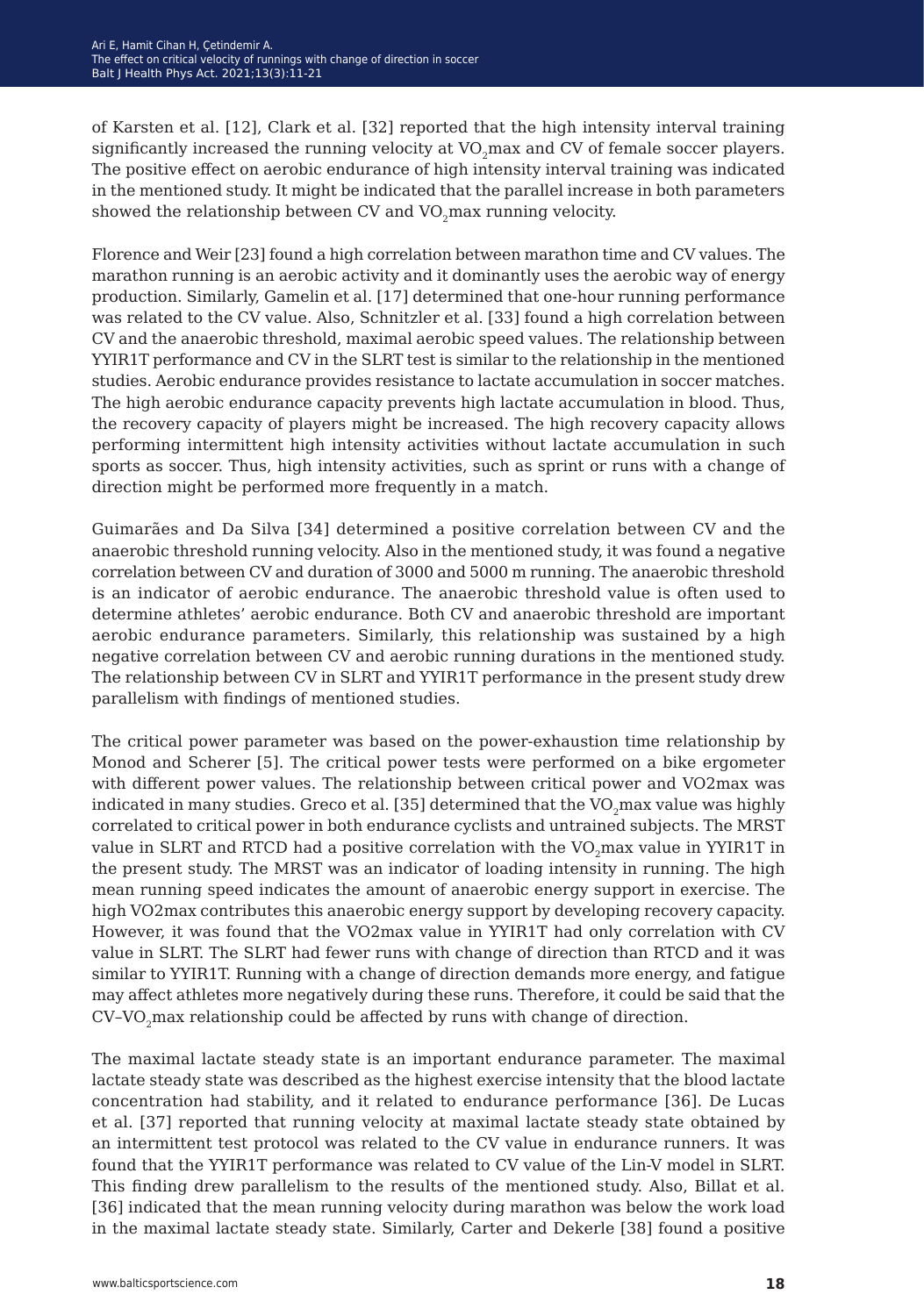of Karsten et al. [12], Clark et al. [32] reported that the high intensity interval training significantly increased the running velocity at $VO_2$max and CV of female soccer players. The positive effect on aerobic endurance of high intensity interval training was indicated in the mentioned study. It might be indicated that the parallel increase in both parameters showed the relationship between CV and $VO_2$max running velocity.

Florence and Weir [23] found a high correlation between marathon time and CV values. The marathon running is an aerobic activity and it dominantly uses the aerobic way of energy production. Similarly, Gamelin et al. [17] determined that one-hour running performance was related to the CV value. Also, Schnitzler et al. [33] found a high correlation between CV and the anaerobic threshold, maximal aerobic speed values. The relationship between YYIR1T performance and CV in the SLRT test is similar to the relationship in the mentioned studies. Aerobic endurance provides resistance to lactate accumulation in soccer matches. The high aerobic endurance capacity prevents high lactate accumulation in blood. Thus, the recovery capacity of players might be increased. The high recovery capacity allows performing intermittent high intensity activities without lactate accumulation in such sports as soccer. Thus, high intensity activities, such as sprint or runs with a change of direction might be performed more frequently in a match.

Guimarães and Da Silva [34] determined a positive correlation between CV and the anaerobic threshold running velocity. Also in the mentioned study, it was found a negative correlation between CV and duration of 3000 and 5000 m running. The anaerobic threshold is an indicator of aerobic endurance. The anaerobic threshold value is often used to determine athletes' aerobic endurance. Both CV and anaerobic threshold are important aerobic endurance parameters. Similarly, this relationship was sustained by a high negative correlation between CV and aerobic running durations in the mentioned study. The relationship between CV in SLRT and YYIR1T performance in the present study drew parallelism with findings of mentioned studies.

The critical power parameter was based on the power-exhaustion time relationship by Monod and Scherer [5]. The critical power tests were performed on a bike ergometer with different power values. The relationship between critical power and VO2max was indicated in many studies. Greco et al. [35] determined that the $VO_2$max value was highly correlated to critical power in both endurance cyclists and untrained subjects. The MRST value in SLRT and RTCD had a positive correlation with the $VO_2$max value in YYIR1T in the present study. The MRST was an indicator of loading intensity in running. The high mean running speed indicates the amount of anaerobic energy support in exercise. The high VO2max contributes this anaerobic energy support by developing recovery capacity. However, it was found that the VO2max value in YYIR1T had only correlation with CV value in SLRT. The SLRT had fewer runs with change of direction than RTCD and it was similar to YYIR1T. Running with a change of direction demands more energy, and fatigue may affect athletes more negatively during these runs. Therefore, it could be said that the CV–$VO_2$max relationship could be affected by runs with change of direction.

The maximal lactate steady state is an important endurance parameter. The maximal lactate steady state was described as the highest exercise intensity that the blood lactate concentration had stability, and it related to endurance performance [36]. De Lucas et al. [37] reported that running velocity at maximal lactate steady state obtained by an intermittent test protocol was related to the CV value in endurance runners. It was found that the YYIR1T performance was related to CV value of the Lin-V model in SLRT. This finding drew parallelism to the results of the mentioned study. Also, Billat et al. [36] indicated that the mean running velocity during marathon was below the work load in the maximal lactate steady state. Similarly, Carter and Dekerle [38] found a positive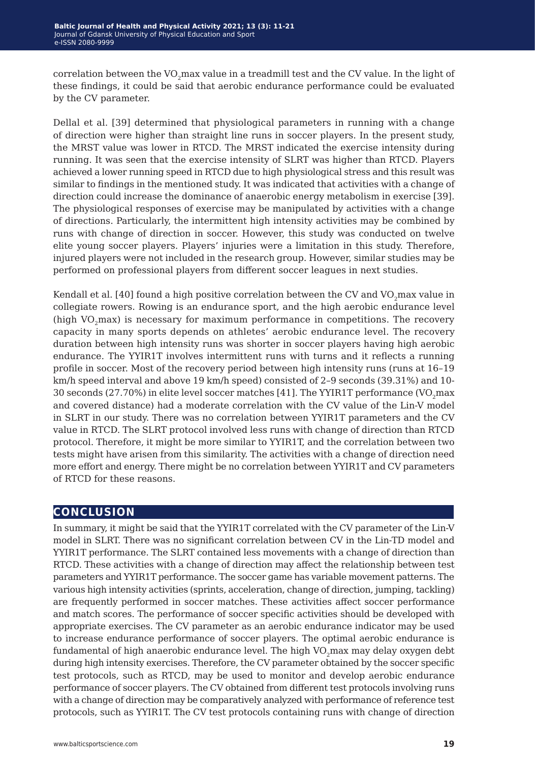correlation between the $VO_2$max value in a treadmill test and the CV value. In the light of these findings, it could be said that aerobic endurance performance could be evaluated by the CV parameter.

Dellal et al. [39] determined that physiological parameters in running with a change of direction were higher than straight line runs in soccer players. In the present study, the MRST value was lower in RTCD. The MRST indicated the exercise intensity during running. It was seen that the exercise intensity of SLRT was higher than RTCD. Players achieved a lower running speed in RTCD due to high physiological stress and this result was similar to findings in the mentioned study. It was indicated that activities with a change of direction could increase the dominance of anaerobic energy metabolism in exercise [39]. The physiological responses of exercise may be manipulated by activities with a change of directions. Particularly, the intermittent high intensity activities may be combined by runs with change of direction in soccer. However, this study was conducted on twelve elite young soccer players. Players' injuries were a limitation in this study. Therefore, injured players were not included in the research group. However, similar studies may be performed on professional players from different soccer leagues in next studies.

Kendall et al. [40] found a high positive correlation between the CV and $VO_2$max value in collegiate rowers. Rowing is an endurance sport, and the high aerobic endurance level (high $VO_2$max) is necessary for maximum performance in competitions. The recovery capacity in many sports depends on athletes' aerobic endurance level. The recovery duration between high intensity runs was shorter in soccer players having high aerobic endurance. The YYIR1T involves intermittent runs with turns and it reflects a running profile in soccer. Most of the recovery period between high intensity runs (runs at 16–19 km/h speed interval and above 19 km/h speed) consisted of 2–9 seconds (39.31%) and 10-30 seconds (27.70%) in elite level soccer matches [41]. The YYIR1T performance ($VO_2$max and covered distance) had a moderate correlation with the CV value of the Lin-V model in SLRT in our study. There was no correlation between YYIR1T parameters and the CV value in RTCD. The SLRT protocol involved less runs with change of direction than RTCD protocol. Therefore, it might be more similar to YYIR1T, and the correlation between two tests might have arisen from this similarity. The activities with a change of direction need more effort and energy. There might be no correlation between YYIR1T and CV parameters of RTCD for these reasons.

## CONCLUSION

In summary, it might be said that the YYIR1T correlated with the CV parameter of the Lin-V model in SLRT. There was no significant correlation between CV in the Lin-TD model and YYIR1T performance. The SLRT contained less movements with a change of direction than RTCD. These activities with a change of direction may affect the relationship between test parameters and YYIR1T performance. The soccer game has variable movement patterns. The various high intensity activities (sprints, acceleration, change of direction, jumping, tackling) are frequently performed in soccer matches. These activities affect soccer performance and match scores. The performance of soccer specific activities should be developed with appropriate exercises. The CV parameter as an aerobic endurance indicator may be used to increase endurance performance of soccer players. The optimal aerobic endurance is fundamental of high anaerobic endurance level. The high $VO_2$max may delay oxygen debt during high intensity exercises. Therefore, the CV parameter obtained by the soccer specific test protocols, such as RTCD, may be used to monitor and develop aerobic endurance performance of soccer players. The CV obtained from different test protocols involving runs with a change of direction may be comparatively analyzed with performance of reference test protocols, such as YYIR1T. The CV test protocols containing runs with change of direction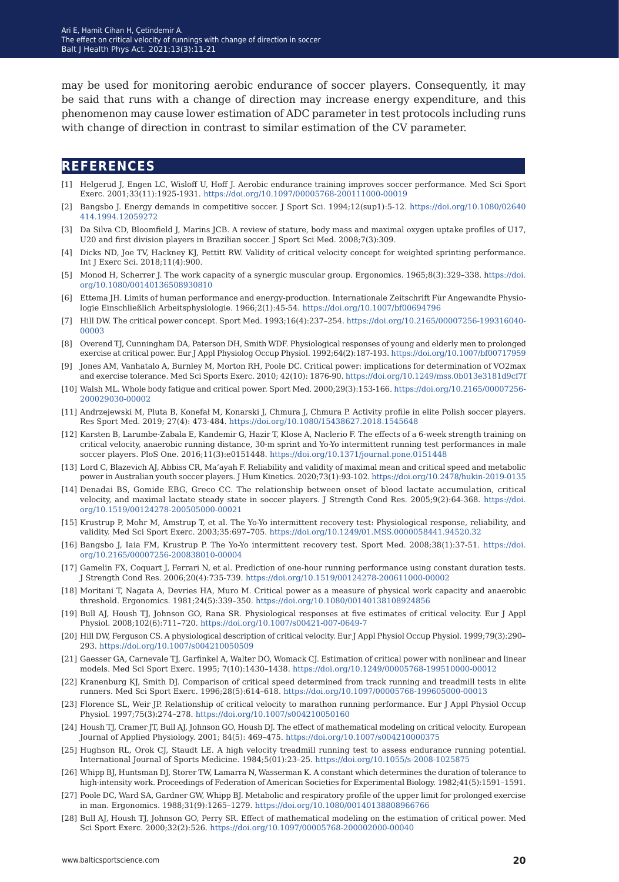may be used for monitoring aerobic endurance of soccer players. Consequently, it may be said that runs with a change of direction may increase energy expenditure, and this phenomenon may cause lower estimation of ADC parameter in test protocols including runs with change of direction in contrast to similar estimation of the CV parameter.

## REFERENCES

[1] Helgerud J, Engen LC, Wisloff U, Hoff J. Aerobic endurance training improves soccer performance. Med Sci Sport Exerc. 2001;33(11):1925-1931. https://doi.org/10.1097/00005768-200111000-00019

[2] Bangsbo J. Energy demands in competitive soccer. J Sport Sci. 1994;12(sup1):5-12. https://doi.org/10.1080/02640414.1994.12059272

[3] Da Silva CD, Bloomfield J, Marins JCB. A review of stature, body mass and maximal oxygen uptake profiles of U17, U20 and first division players in Brazilian soccer. J Sport Sci Med. 2008;7(3):309.

[4] Dicks ND, Joe TV, Hackney KJ, Pettitt RW. Validity of critical velocity concept for weighted sprinting performance. Int J Exerc Sci. 2018;11(4):900.

[5] Monod H, Scherrer J. The work capacity of a synergic muscular group. Ergonomics. 1965;8(3):329–338. https://doi.org/10.1080/00140136508930810

[6] Ettema JH. Limits of human performance and energy-production. Internationale Zeitschrift Für Angewandte Physiologie Einschließlich Arbeitsphysiologie. 1966;2(1):45-54. https://doi.org/10.1007/bf00694796

[7] Hill DW. The critical power concept. Sport Med. 1993;16(4):237–254. https://doi.org/10.2165/00007256-199316040-00003

[8] Overend TJ, Cunningham DA, Paterson DH, Smith WDF. Physiological responses of young and elderly men to prolonged exercise at critical power. Eur J Appl Physiolog Occup Physiol. 1992;64(2):187-193. https://doi.org/10.1007/bf00717959

[9] Jones AM, Vanhatalo A, Burnley M, Morton RH, Poole DC. Critical power: implications for determination of VO2max and exercise tolerance. Med Sci Sports Exerc. 2010; 42(10): 1876-90. https://doi.org/10.1249/mss.0b013e3181d9cf7f

[10] Walsh ML. Whole body fatigue and critical power. Sport Med. 2000;29(3):153-166. https://doi.org/10.2165/00007256-200029030-00002

[11] Andrzejewski M, Pluta B, Konefał M, Konarski J, Chmura J, Chmura P. Activity profile in elite Polish soccer players. Res Sport Med. 2019; 27(4): 473-484. https://doi.org/10.1080/15438627.2018.1545648

[12] Karsten B, Larumbe-Zabala E, Kandemir G, Hazir T, Klose A, Naclerio F. The effects of a 6-week strength training on critical velocity, anaerobic running distance, 30-m sprint and Yo-Yo intermittent running test performances in male soccer players. PloS One. 2016;11(3):e0151448. https://doi.org/10.1371/journal.pone.0151448

[13] Lord C, Blazevich AJ, Abbiss CR, Ma'ayah F. Reliability and validity of maximal mean and critical speed and metabolic power in Australian youth soccer players. J Hum Kinetics. 2020;73(1):93-102. https://doi.org/10.2478/hukin-2019-0135

[14] Denadai BS, Gomide EBG, Greco CC. The relationship between onset of blood lactate accumulation, critical velocity, and maximal lactate steady state in soccer players. J Strength Cond Res. 2005;9(2):64-368. https://doi.org/10.1519/00124278-200505000-00021

[15] Krustrup P, Mohr M, Amstrup T, et al. The Yo-Yo intermittent recovery test: Physiological response, reliability, and validity. Med Sci Sport Exerc. 2003;35:697–705. https://doi.org/10.1249/01.MSS.0000058441.94520.32

[16] Bangsbo J, Iaia FM, Krustrup P. The Yo-Yo intermittent recovery test. Sport Med. 2008;38(1):37-51. https://doi.org/10.2165/00007256-200838010-00004

[17] Gamelin FX, Coquart J, Ferrari N, et al. Prediction of one-hour running performance using constant duration tests. J Strength Cond Res. 2006;20(4):735-739. https://doi.org/10.1519/00124278-200611000-00002

[18] Moritani T, Nagata A, Devries HA, Muro M. Critical power as a measure of physical work capacity and anaerobic threshold. Ergonomics. 1981;24(5):339–350. https://doi.org/10.1080/00140138108924856

[19] Bull AJ, Housh TJ, Johnson GO, Rana SR. Physiological responses at five estimates of critical velocity. Eur J Appl Physiol. 2008;102(6):711–720. https://doi.org/10.1007/s00421-007-0649-7

[20] Hill DW, Ferguson CS. A physiological description of critical velocity. Eur J Appl Physiol Occup Physiol. 1999;79(3):290–293. https://doi.org/10.1007/s004210050509

[21] Gaesser GA, Carnevale TJ, Garfinkel A, Walter DO, Womack CJ. Estimation of critical power with nonlinear and linear models. Med Sci Sport Exerc. 1995; 7(10):1430–1438. https://doi.org/10.1249/00005768-199510000-00012

[22] Kranenburg KJ, Smith DJ. Comparison of critical speed determined from track running and treadmill tests in elite runners. Med Sci Sport Exerc. 1996;28(5):614–618. https://doi.org/10.1097/00005768-199605000-00013

[23] Florence SL, Weir JP. Relationship of critical velocity to marathon running performance. Eur J Appl Physiol Occup Physiol. 1997;75(3):274–278. https://doi.org/10.1007/s004210050160

[24] Housh TJ, Cramer JT, Bull AJ, Johnson GO, Housh DJ. The effect of mathematical modeling on critical velocity. European Journal of Applied Physiology. 2001; 84(5): 469–475. https://doi.org/10.1007/s004210000375

[25] Hughson RL, Orok CJ, Staudt LE. A high velocity treadmill running test to assess endurance running potential. International Journal of Sports Medicine. 1984;5(01):23–25. https://doi.org/10.1055/s-2008-1025875

[26] Whipp BJ, Huntsman DJ, Storer TW, Lamarra N, Wasserman K. A constant which determines the duration of tolerance to high-intensity work. Proceedings of Federation of American Societies for Experimental Biology. 1982;41(5):1591–1591.

[27] Poole DC, Ward SA, Gardner GW, Whipp BJ. Metabolic and respiratory profile of the upper limit for prolonged exercise in man. Ergonomics. 1988;31(9):1265–1279. https://doi.org/10.1080/00140138808966766

[28] Bull AJ, Housh TJ, Johnson GO, Perry SR. Effect of mathematical modeling on the estimation of critical power. Med Sci Sport Exerc. 2000;32(2):526. https://doi.org/10.1097/00005768-200002000-00040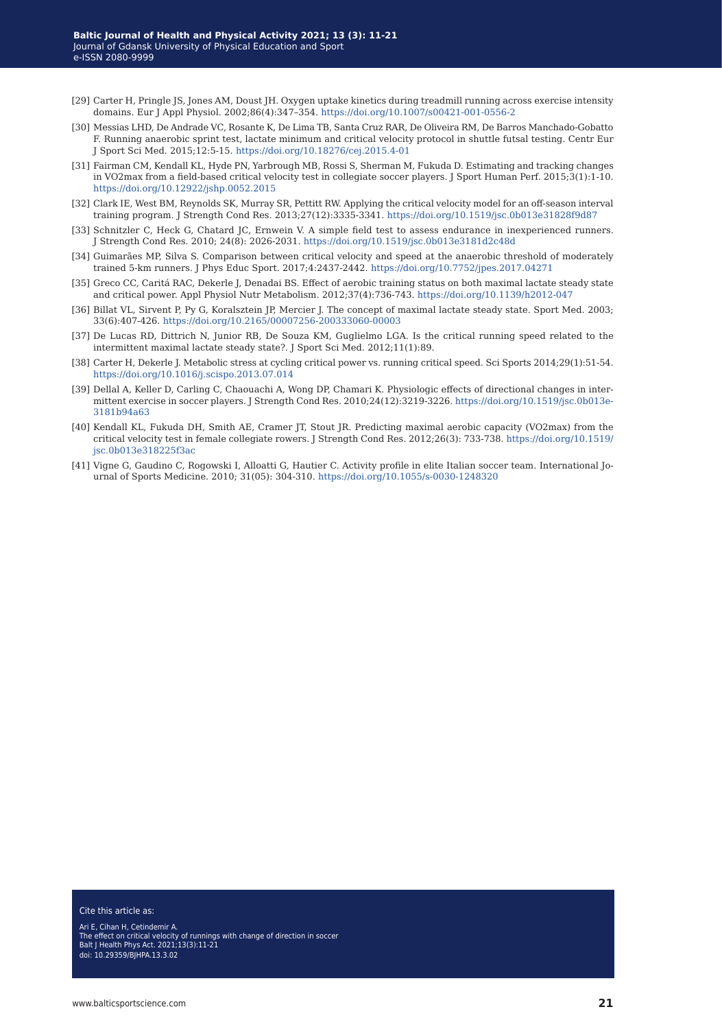[29] Carter H, Pringle JS, Jones AM, Doust JH. Oxygen uptake kinetics during treadmill running across exercise intensity domains. Eur J Appl Physiol. 2002;86(4):347–354. https://doi.org/10.1007/s00421-001-0556-2

[30] Messias LHD, De Andrade VC, Rosante K, De Lima TB, Santa Cruz RAR, De Oliveira RM, De Barros Manchado-Gobatto F. Running anaerobic sprint test, lactate minimum and critical velocity protocol in shuttle futsal testing. Centr Eur J Sport Sci Med. 2015;12:5-15. https://doi.org/10.18276/cej.2015.4-01

[31] Fairman CM, Kendall KL, Hyde PN, Yarbrough MB, Rossi S, Sherman M, Fukuda D. Estimating and tracking changes in VO2max from a field-based critical velocity test in collegiate soccer players. J Sport Human Perf. 2015;3(1):1-10. https://doi.org/10.12922/jshp.0052.2015

[32] Clark IE, West BM, Reynolds SK, Murray SR, Pettitt RW. Applying the critical velocity model for an off-season interval training program. J Strength Cond Res. 2013;27(12):3335-3341. https://doi.org/10.1519/jsc.0b013e31828f9d87

[33] Schnitzler C, Heck G, Chatard JC, Ernwein V. A simple field test to assess endurance in inexperienced runners. J Strength Cond Res. 2010; 24(8): 2026-2031. https://doi.org/10.1519/jsc.0b013e3181d2c48d

[34] Guimarães MP, Silva S. Comparison between critical velocity and speed at the anaerobic threshold of moderately trained 5-km runners. J Phys Educ Sport. 2017;4:2437-2442. https://doi.org/10.7752/jpes.2017.04271

[35] Greco CC, Caritá RAC, Dekerle J, Denadai BS. Effect of aerobic training status on both maximal lactate steady state and critical power. Appl Physiol Nutr Metabolism. 2012;37(4):736-743. https://doi.org/10.1139/h2012-047

[36] Billat VL, Sirvent P, Py G, Koralsztein JP, Mercier J. The concept of maximal lactate steady state. Sport Med. 2003; 33(6):407-426. https://doi.org/10.2165/00007256-200333060-00003

[37] De Lucas RD, Dittrich N, Junior RB, De Souza KM, Guglielmo LGA. Is the critical running speed related to the intermittent maximal lactate steady state?. J Sport Sci Med. 2012;11(1):89.

[38] Carter H, Dekerle J. Metabolic stress at cycling critical power vs. running critical speed. Sci Sports 2014;29(1):51-54. https://doi.org/10.1016/j.scispo.2013.07.014

[39] Dellal A, Keller D, Carling C, Chaouachi A, Wong DP, Chamari K. Physiologic effects of directional changes in intermittent exercise in soccer players. J Strength Cond Res. 2010;24(12):3219-3226. https://doi.org/10.1519/jsc.0b013e3181b94a63

[40] Kendall KL, Fukuda DH, Smith AE, Cramer JT, Stout JR. Predicting maximal aerobic capacity (VO2max) from the critical velocity test in female collegiate rowers. J Strength Cond Res. 2012;26(3): 733-738. https://doi.org/10.1519/jsc.0b013e318225f3ac

[41] Vigne G, Gaudino C, Rogowski I, Alloatti G, Hautier C. Activity profile in elite Italian soccer team. International Journal of Sports Medicine. 2010; 31(05): 304-310. https://doi.org/10.1055/s-0030-1248320

Cite this article as:

Ari E, Cihan H, Cetindemir A.
The effect on critical velocity of runnings with change of direction in soccer
Balt J Health Phys Act. 2021;13(3):11-21
doi: 10.29359/BJHPA.13.3.02